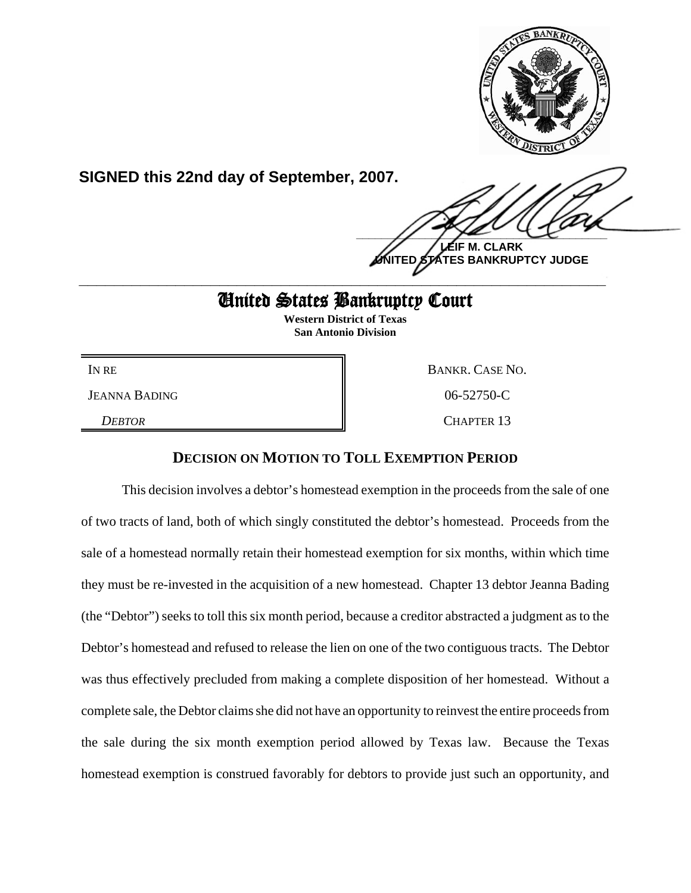**SIGNED this 22nd day of September, 2007.**

**LEIF M. CLARK**
**UNITED STATES BANKRUPTCY JUDGE**

---

# United States Bankruptcy Court

**Western District of Texas**
**San Antonio Division**

| IN RE | BANKR. CASE NO. |
|---|---|
| JEANNA BADING | 06-52750-C |
| *DEBTOR* | CHAPTER 13 |

## DECISION ON MOTION TO TOLL EXEMPTION PERIOD

This decision involves a debtor's homestead exemption in the proceeds from the sale of one of two tracts of land, both of which singly constituted the debtor's homestead. Proceeds from the sale of a homestead normally retain their homestead exemption for six months, within which time they must be re-invested in the acquisition of a new homestead. Chapter 13 debtor Jeanna Bading (the "Debtor") seeks to toll this six month period, because a creditor abstracted a judgment as to the Debtor's homestead and refused to release the lien on one of the two contiguous tracts. The Debtor was thus effectively precluded from making a complete disposition of her homestead. Without a complete sale, the Debtor claims she did not have an opportunity to reinvest the entire proceeds from the sale during the six month exemption period allowed by Texas law. Because the Texas homestead exemption is construed favorably for debtors to provide just such an opportunity, and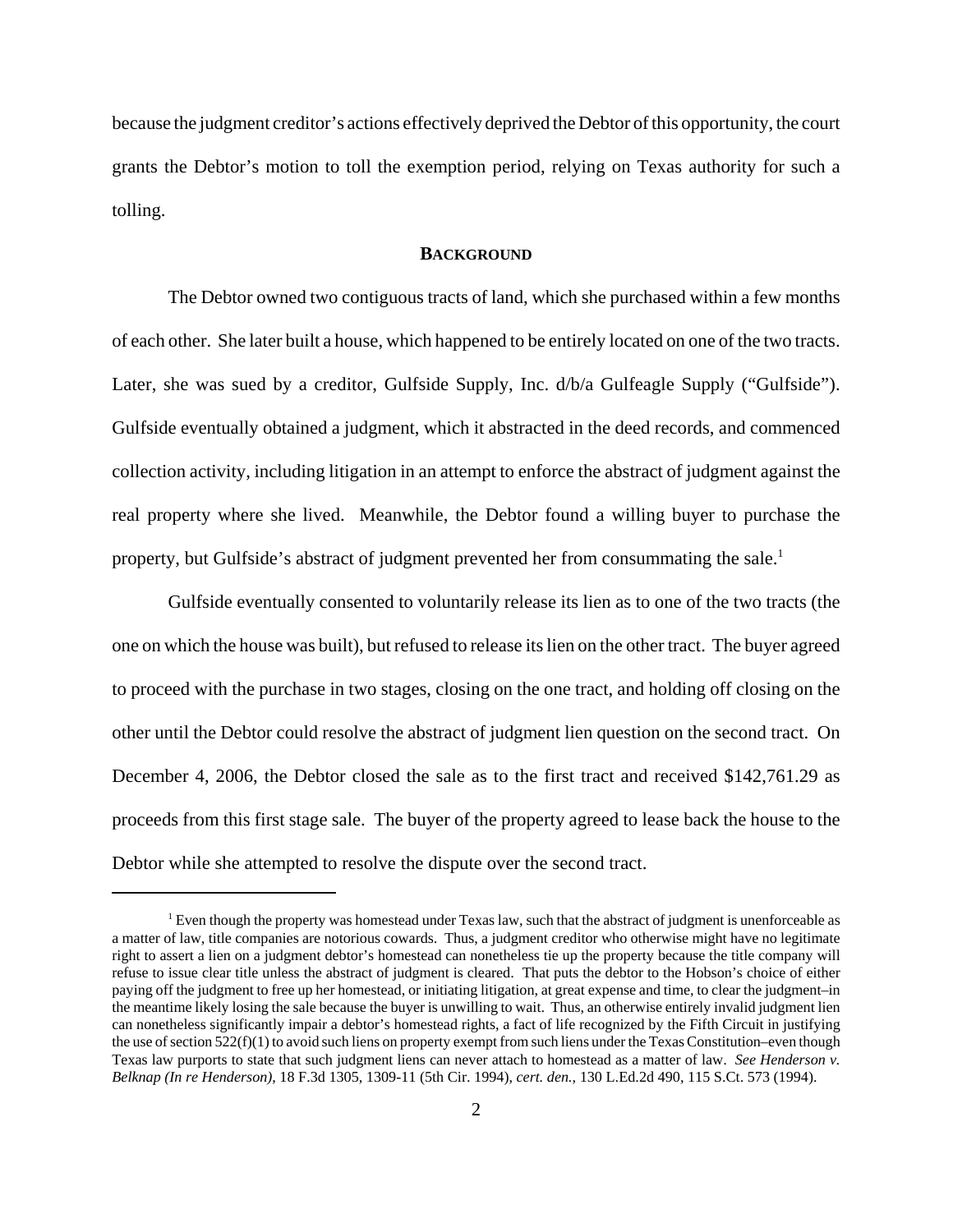because the judgment creditor's actions effectively deprived the Debtor of this opportunity, the court grants the Debtor's motion to toll the exemption period, relying on Texas authority for such a tolling.

## BACKGROUND

The Debtor owned two contiguous tracts of land, which she purchased within a few months of each other. She later built a house, which happened to be entirely located on one of the two tracts. Later, she was sued by a creditor, Gulfside Supply, Inc. d/b/a Gulfeagle Supply ("Gulfside"). Gulfside eventually obtained a judgment, which it abstracted in the deed records, and commenced collection activity, including litigation in an attempt to enforce the abstract of judgment against the real property where she lived. Meanwhile, the Debtor found a willing buyer to purchase the property, but Gulfside's abstract of judgment prevented her from consummating the sale.[1]

Gulfside eventually consented to voluntarily release its lien as to one of the two tracts (the one on which the house was built), but refused to release its lien on the other tract. The buyer agreed to proceed with the purchase in two stages, closing on the one tract, and holding off closing on the other until the Debtor could resolve the abstract of judgment lien question on the second tract. On December 4, 2006, the Debtor closed the sale as to the first tract and received $142,761.29 as proceeds from this first stage sale. The buyer of the property agreed to lease back the house to the Debtor while she attempted to resolve the dispute over the second tract.

---

[1] Even though the property was homestead under Texas law, such that the abstract of judgment is unenforceable as a matter of law, title companies are notorious cowards. Thus, a judgment creditor who otherwise might have no legitimate right to assert a lien on a judgment debtor's homestead can nonetheless tie up the property because the title company will refuse to issue clear title unless the abstract of judgment is cleared. That puts the debtor to the Hobson's choice of either paying off the judgment to free up her homestead, or initiating litigation, at great expense and time, to clear the judgment–in the meantime likely losing the sale because the buyer is unwilling to wait. Thus, an otherwise entirely invalid judgment lien can nonetheless significantly impair a debtor's homestead rights, a fact of life recognized by the Fifth Circuit in justifying the use of section 522(f)(1) to avoid such liens on property exempt from such liens under the Texas Constitution–even though Texas law purports to state that such judgment liens can never attach to homestead as a matter of law. *See Henderson v. Belknap (In re Henderson)*, 18 F.3d 1305, 1309-11 (5th Cir. 1994), *cert. den.*, 130 L.Ed.2d 490, 115 S.Ct. 573 (1994).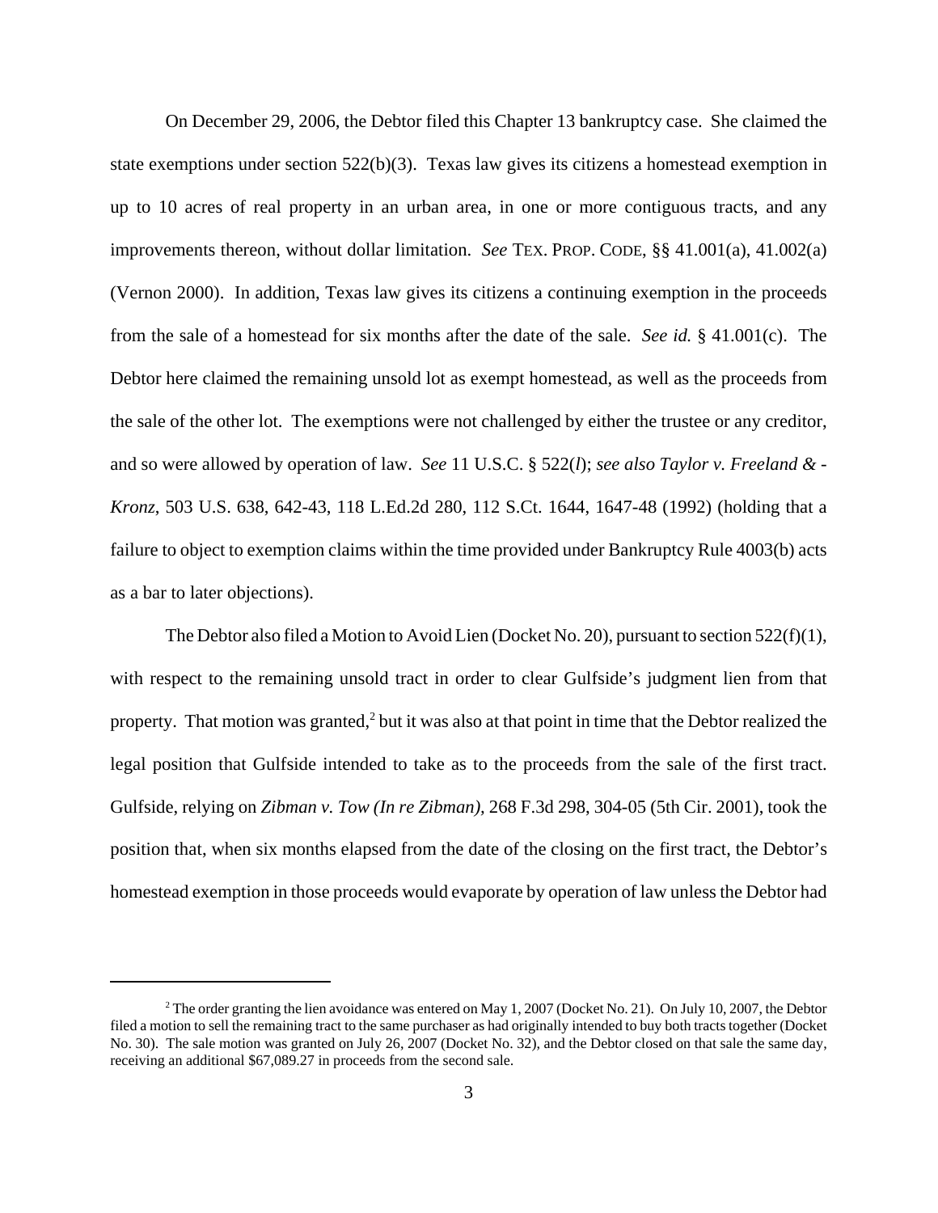On December 29, 2006, the Debtor filed this Chapter 13 bankruptcy case. She claimed the state exemptions under section 522(b)(3). Texas law gives its citizens a homestead exemption in up to 10 acres of real property in an urban area, in one or more contiguous tracts, and any improvements thereon, without dollar limitation. *See* TEX. PROP. CODE, §§ 41.001(a), 41.002(a) (Vernon 2000). In addition, Texas law gives its citizens a continuing exemption in the proceeds from the sale of a homestead for six months after the date of the sale. *See id.* § 41.001(c). The Debtor here claimed the remaining unsold lot as exempt homestead, as well as the proceeds from the sale of the other lot. The exemptions were not challenged by either the trustee or any creditor, and so were allowed by operation of law. *See* 11 U.S.C. § 522(*l*); *see also Taylor v. Freeland & -Kronz*, 503 U.S. 638, 642-43, 118 L.Ed.2d 280, 112 S.Ct. 1644, 1647-48 (1992) (holding that a failure to object to exemption claims within the time provided under Bankruptcy Rule 4003(b) acts as a bar to later objections).

The Debtor also filed a Motion to Avoid Lien (Docket No. 20), pursuant to section 522(f)(1), with respect to the remaining unsold tract in order to clear Gulfside's judgment lien from that property. That motion was granted,[2] but it was also at that point in time that the Debtor realized the legal position that Gulfside intended to take as to the proceeds from the sale of the first tract. Gulfside, relying on *Zibman v. Tow (In re Zibman)*, 268 F.3d 298, 304-05 (5th Cir. 2001), took the position that, when six months elapsed from the date of the closing on the first tract, the Debtor's homestead exemption in those proceeds would evaporate by operation of law unless the Debtor had

[2] The order granting the lien avoidance was entered on May 1, 2007 (Docket No. 21). On July 10, 2007, the Debtor filed a motion to sell the remaining tract to the same purchaser as had originally intended to buy both tracts together (Docket No. 30). The sale motion was granted on July 26, 2007 (Docket No. 32), and the Debtor closed on that sale the same day, receiving an additional $67,089.27 in proceeds from the second sale.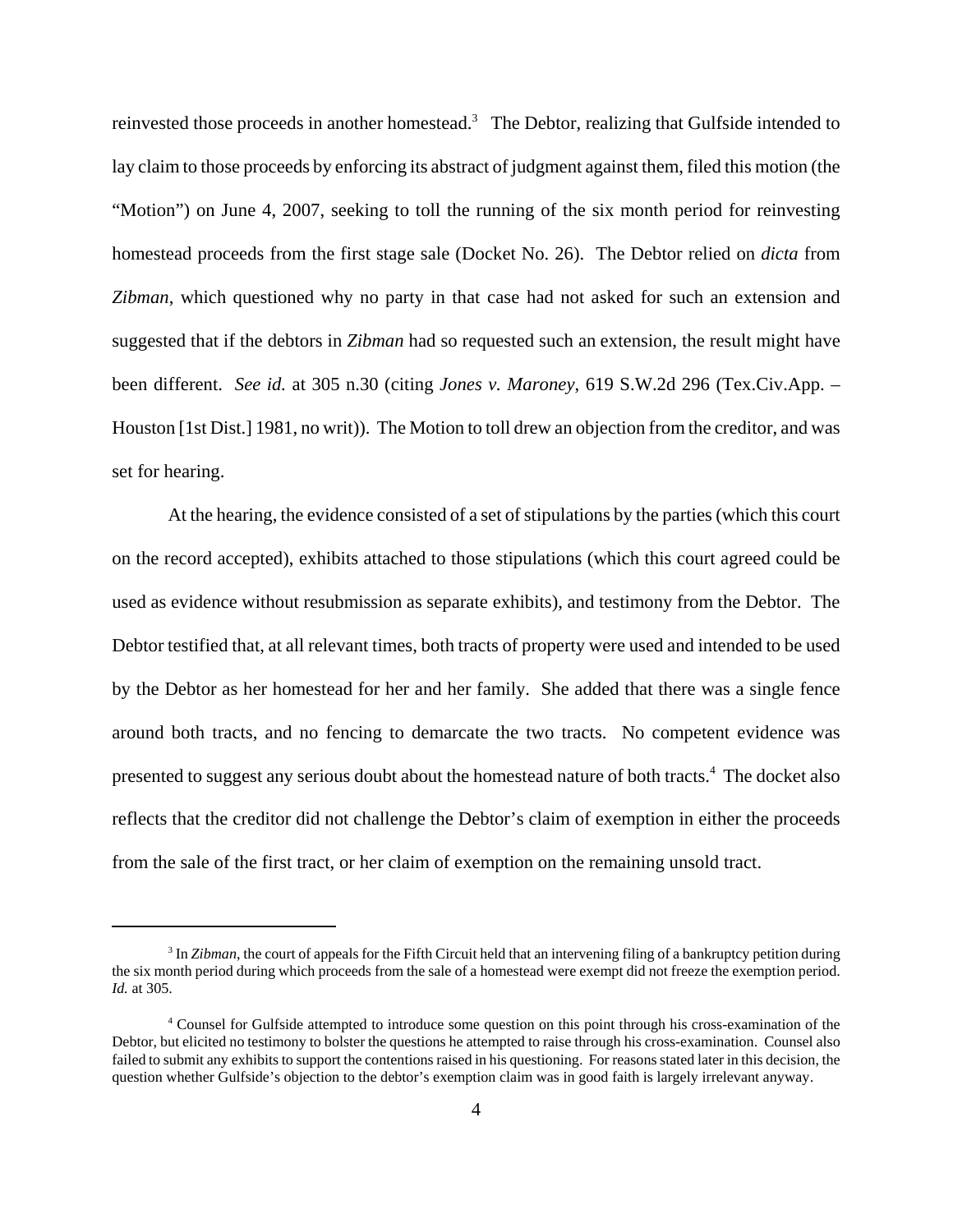reinvested those proceeds in another homestead.[3] The Debtor, realizing that Gulfside intended to lay claim to those proceeds by enforcing its abstract of judgment against them, filed this motion (the "Motion") on June 4, 2007, seeking to toll the running of the six month period for reinvesting homestead proceeds from the first stage sale (Docket No. 26). The Debtor relied on *dicta* from *Zibman*, which questioned why no party in that case had not asked for such an extension and suggested that if the debtors in *Zibman* had so requested such an extension, the result might have been different. *See id.* at 305 n.30 (citing *Jones v. Maroney*, 619 S.W.2d 296 (Tex.Civ.App. – Houston [1st Dist.] 1981, no writ)). The Motion to toll drew an objection from the creditor, and was set for hearing.

At the hearing, the evidence consisted of a set of stipulations by the parties (which this court on the record accepted), exhibits attached to those stipulations (which this court agreed could be used as evidence without resubmission as separate exhibits), and testimony from the Debtor. The Debtor testified that, at all relevant times, both tracts of property were used and intended to be used by the Debtor as her homestead for her and her family. She added that there was a single fence around both tracts, and no fencing to demarcate the two tracts. No competent evidence was presented to suggest any serious doubt about the homestead nature of both tracts.[4] The docket also reflects that the creditor did not challenge the Debtor's claim of exemption in either the proceeds from the sale of the first tract, or her claim of exemption on the remaining unsold tract.

---

[3] In *Zibman*, the court of appeals for the Fifth Circuit held that an intervening filing of a bankruptcy petition during the six month period during which proceeds from the sale of a homestead were exempt did not freeze the exemption period. *Id.* at 305.

[4] Counsel for Gulfside attempted to introduce some question on this point through his cross-examination of the Debtor, but elicited no testimony to bolster the questions he attempted to raise through his cross-examination. Counsel also failed to submit any exhibits to support the contentions raised in his questioning. For reasons stated later in this decision, the question whether Gulfside's objection to the debtor's exemption claim was in good faith is largely irrelevant anyway.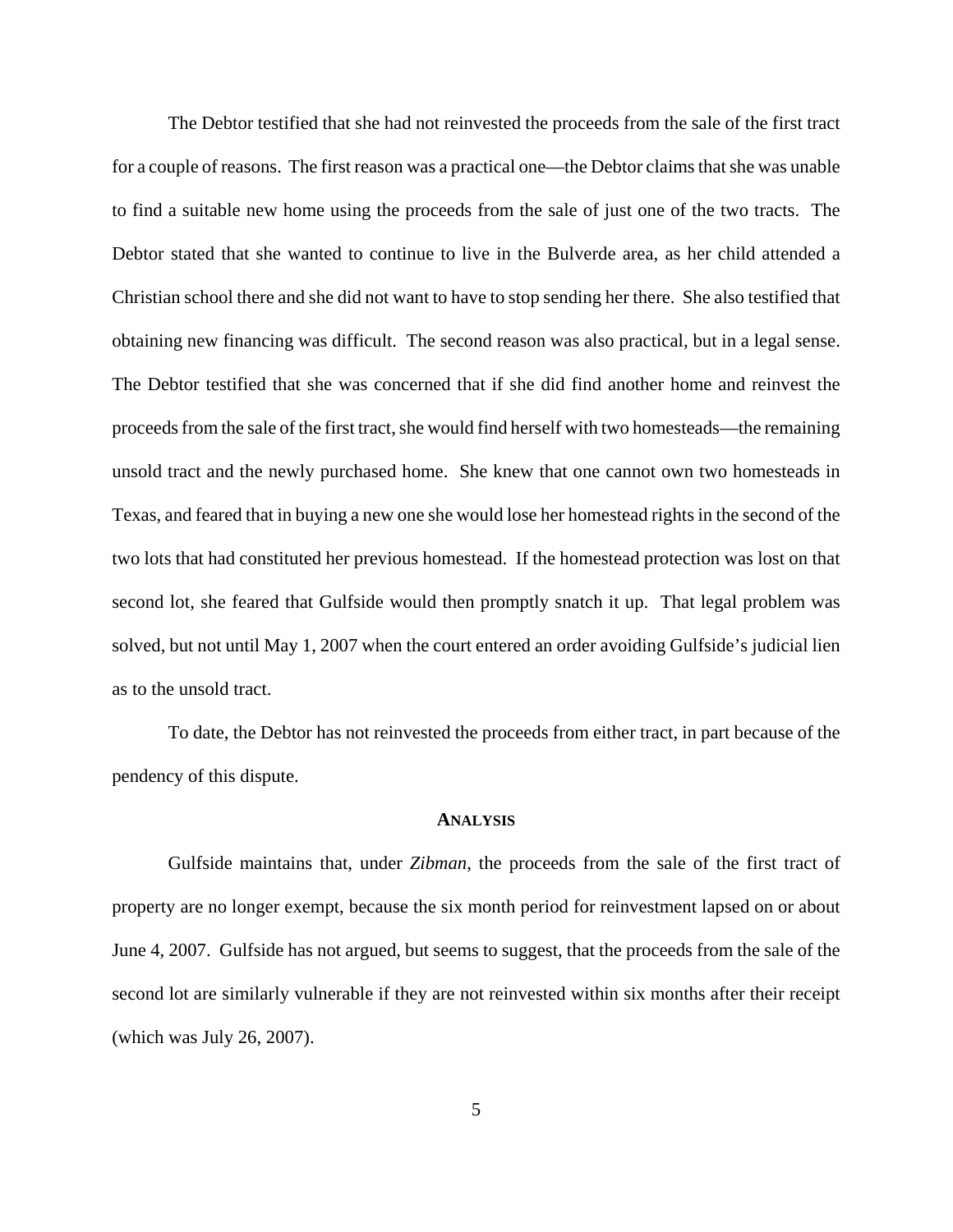The Debtor testified that she had not reinvested the proceeds from the sale of the first tract for a couple of reasons. The first reason was a practical one—the Debtor claims that she was unable to find a suitable new home using the proceeds from the sale of just one of the two tracts. The Debtor stated that she wanted to continue to live in the Bulverde area, as her child attended a Christian school there and she did not want to have to stop sending her there. She also testified that obtaining new financing was difficult. The second reason was also practical, but in a legal sense. The Debtor testified that she was concerned that if she did find another home and reinvest the proceeds from the sale of the first tract, she would find herself with two homesteads—the remaining unsold tract and the newly purchased home. She knew that one cannot own two homesteads in Texas, and feared that in buying a new one she would lose her homestead rights in the second of the two lots that had constituted her previous homestead. If the homestead protection was lost on that second lot, she feared that Gulfside would then promptly snatch it up. That legal problem was solved, but not until May 1, 2007 when the court entered an order avoiding Gulfside's judicial lien as to the unsold tract.

To date, the Debtor has not reinvested the proceeds from either tract, in part because of the pendency of this dispute.

## ANALYSIS

Gulfside maintains that, under *Zibman*, the proceeds from the sale of the first tract of property are no longer exempt, because the six month period for reinvestment lapsed on or about June 4, 2007. Gulfside has not argued, but seems to suggest, that the proceeds from the sale of the second lot are similarly vulnerable if they are not reinvested within six months after their receipt (which was July 26, 2007).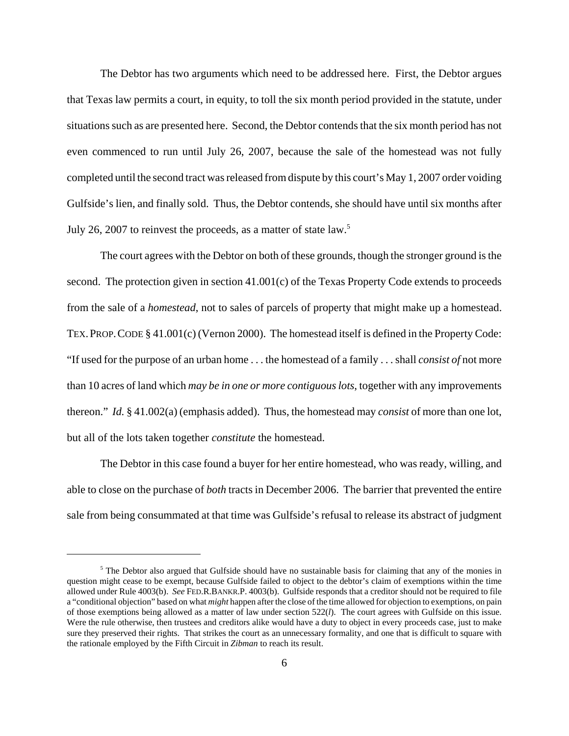The Debtor has two arguments which need to be addressed here. First, the Debtor argues that Texas law permits a court, in equity, to toll the six month period provided in the statute, under situations such as are presented here. Second, the Debtor contends that the six month period has not even commenced to run until July 26, 2007, because the sale of the homestead was not fully completed until the second tract was released from dispute by this court's May 1, 2007 order voiding Gulfside's lien, and finally sold. Thus, the Debtor contends, she should have until six months after July 26, 2007 to reinvest the proceeds, as a matter of state law.[5]

The court agrees with the Debtor on both of these grounds, though the stronger ground is the second. The protection given in section 41.001(c) of the Texas Property Code extends to proceeds from the sale of a *homestead*, not to sales of parcels of property that might make up a homestead. TEX. PROP. CODE § 41.001(c) (Vernon 2000). The homestead itself is defined in the Property Code: "If used for the purpose of an urban home . . . the homestead of a family . . . shall *consist of* not more than 10 acres of land which *may be in one or more contiguous lots*, together with any improvements thereon." *Id.* § 41.002(a) (emphasis added). Thus, the homestead may *consist* of more than one lot, but all of the lots taken together *constitute* the homestead.

The Debtor in this case found a buyer for her entire homestead, who was ready, willing, and able to close on the purchase of *both* tracts in December 2006. The barrier that prevented the entire sale from being consummated at that time was Gulfside's refusal to release its abstract of judgment

---

[5] The Debtor also argued that Gulfside should have no sustainable basis for claiming that any of the monies in question might cease to be exempt, because Gulfside failed to object to the debtor's claim of exemptions within the time allowed under Rule 4003(b). *See* FED.R.BANKR.P. 4003(b). Gulfside responds that a creditor should not be required to file a "conditional objection" based on what *might* happen after the close of the time allowed for objection to exemptions, on pain of those exemptions being allowed as a matter of law under section 522(*l*). The court agrees with Gulfside on this issue. Were the rule otherwise, then trustees and creditors alike would have a duty to object in every proceeds case, just to make sure they preserved their rights. That strikes the court as an unnecessary formality, and one that is difficult to square with the rationale employed by the Fifth Circuit in *Zibman* to reach its result.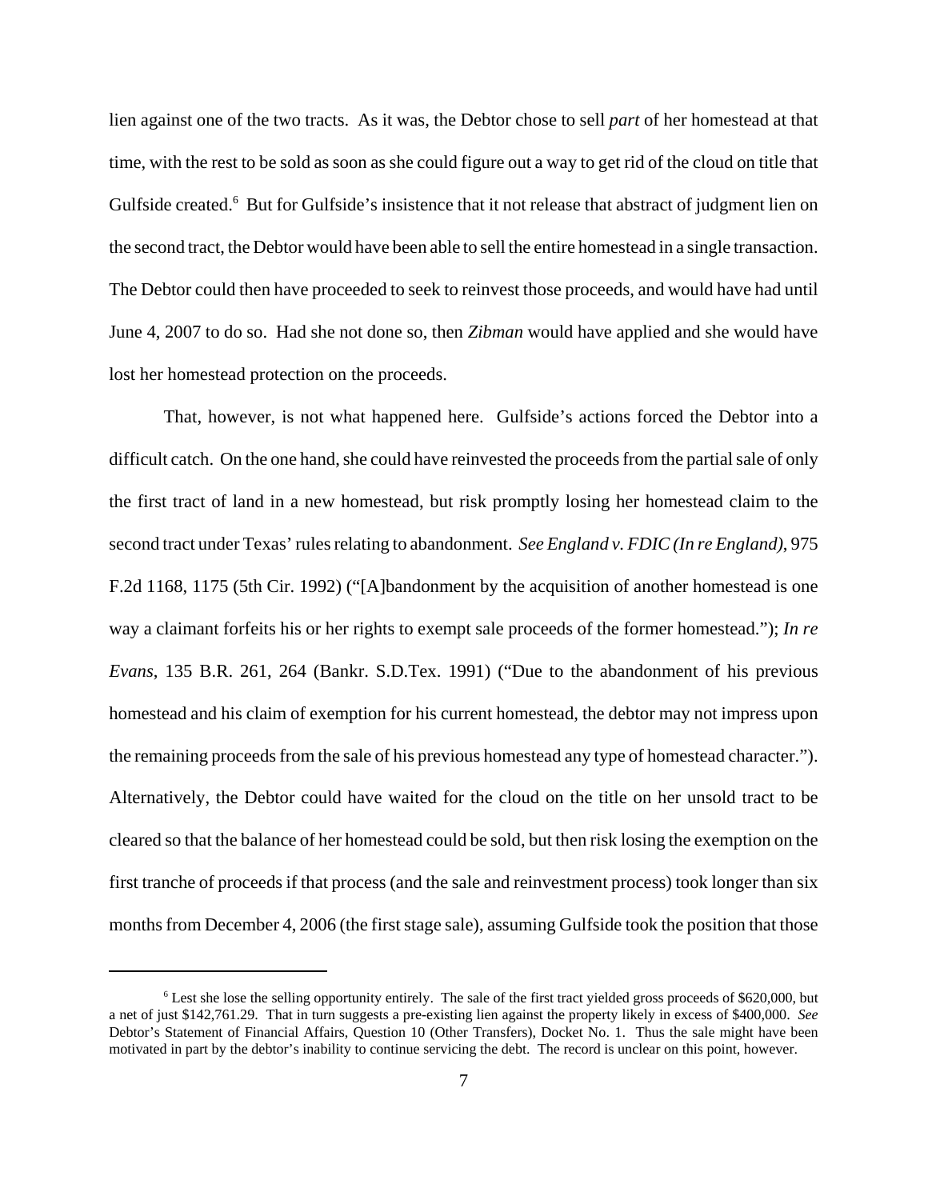lien against one of the two tracts. As it was, the Debtor chose to sell *part* of her homestead at that time, with the rest to be sold as soon as she could figure out a way to get rid of the cloud on title that Gulfside created.[6] But for Gulfside's insistence that it not release that abstract of judgment lien on the second tract, the Debtor would have been able to sell the entire homestead in a single transaction. The Debtor could then have proceeded to seek to reinvest those proceeds, and would have had until June 4, 2007 to do so. Had she not done so, then *Zibman* would have applied and she would have lost her homestead protection on the proceeds.

That, however, is not what happened here. Gulfside's actions forced the Debtor into a difficult catch. On the one hand, she could have reinvested the proceeds from the partial sale of only the first tract of land in a new homestead, but risk promptly losing her homestead claim to the second tract under Texas' rules relating to abandonment. *See England v. FDIC (In re England)*, 975 F.2d 1168, 1175 (5th Cir. 1992) ("[A]bandonment by the acquisition of another homestead is one way a claimant forfeits his or her rights to exempt sale proceeds of the former homestead."); *In re Evans*, 135 B.R. 261, 264 (Bankr. S.D.Tex. 1991) ("Due to the abandonment of his previous homestead and his claim of exemption for his current homestead, the debtor may not impress upon the remaining proceeds from the sale of his previous homestead any type of homestead character."). Alternatively, the Debtor could have waited for the cloud on the title on her unsold tract to be cleared so that the balance of her homestead could be sold, but then risk losing the exemption on the first tranche of proceeds if that process (and the sale and reinvestment process) took longer than six months from December 4, 2006 (the first stage sale), assuming Gulfside took the position that those

---

[6] Lest she lose the selling opportunity entirely. The sale of the first tract yielded gross proceeds of $620,000, but a net of just $142,761.29. That in turn suggests a pre-existing lien against the property likely in excess of $400,000. *See* Debtor's Statement of Financial Affairs, Question 10 (Other Transfers), Docket No. 1. Thus the sale might have been motivated in part by the debtor's inability to continue servicing the debt. The record is unclear on this point, however.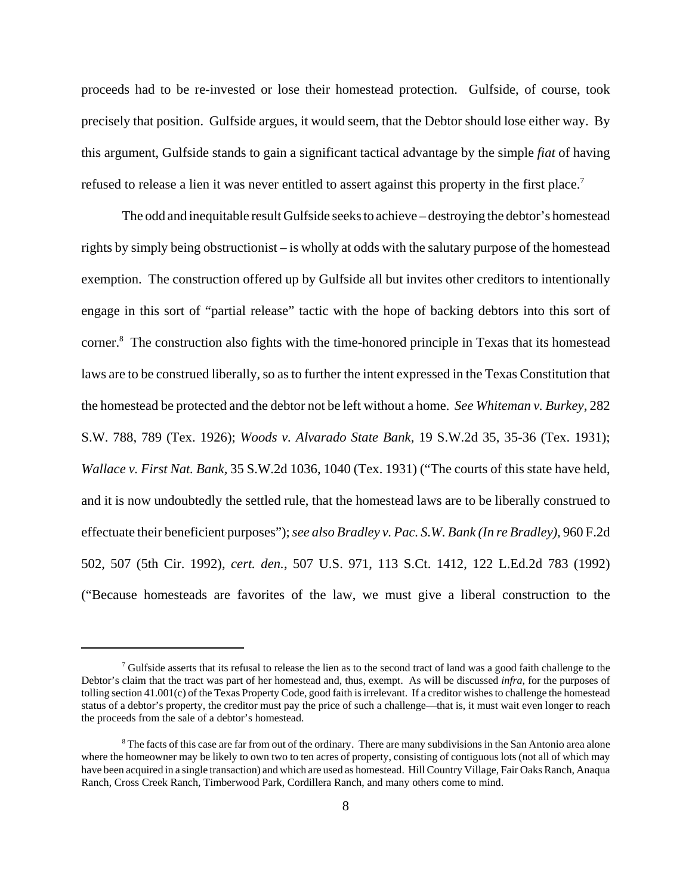proceeds had to be re-invested or lose their homestead protection. Gulfside, of course, took precisely that position. Gulfside argues, it would seem, that the Debtor should lose either way. By this argument, Gulfside stands to gain a significant tactical advantage by the simple *fiat* of having refused to release a lien it was never entitled to assert against this property in the first place.[7]

The odd and inequitable result Gulfside seeks to achieve – destroying the debtor's homestead rights by simply being obstructionist – is wholly at odds with the salutary purpose of the homestead exemption. The construction offered up by Gulfside all but invites other creditors to intentionally engage in this sort of "partial release" tactic with the hope of backing debtors into this sort of corner.[8] The construction also fights with the time-honored principle in Texas that its homestead laws are to be construed liberally, so as to further the intent expressed in the Texas Constitution that the homestead be protected and the debtor not be left without a home. *See Whiteman v. Burkey*, 282 S.W. 788, 789 (Tex. 1926); *Woods v. Alvarado State Bank*, 19 S.W.2d 35, 35-36 (Tex. 1931); *Wallace v. First Nat. Bank*, 35 S.W.2d 1036, 1040 (Tex. 1931) ("The courts of this state have held, and it is now undoubtedly the settled rule, that the homestead laws are to be liberally construed to effectuate their beneficient purposes"); *see also Bradley v. Pac. S.W. Bank (In re Bradley)*, 960 F.2d 502, 507 (5th Cir. 1992), *cert. den.*, 507 U.S. 971, 113 S.Ct. 1412, 122 L.Ed.2d 783 (1992) ("Because homesteads are favorites of the law, we must give a liberal construction to the

---

[7] Gulfside asserts that its refusal to release the lien as to the second tract of land was a good faith challenge to the Debtor's claim that the tract was part of her homestead and, thus, exempt. As will be discussed *infra*, for the purposes of tolling section 41.001(c) of the Texas Property Code, good faith is irrelevant. If a creditor wishes to challenge the homestead status of a debtor's property, the creditor must pay the price of such a challenge—that is, it must wait even longer to reach the proceeds from the sale of a debtor's homestead.

[8] The facts of this case are far from out of the ordinary. There are many subdivisions in the San Antonio area alone where the homeowner may be likely to own two to ten acres of property, consisting of contiguous lots (not all of which may have been acquired in a single transaction) and which are used as homestead. Hill Country Village, Fair Oaks Ranch, Anaqua Ranch, Cross Creek Ranch, Timberwood Park, Cordillera Ranch, and many others come to mind.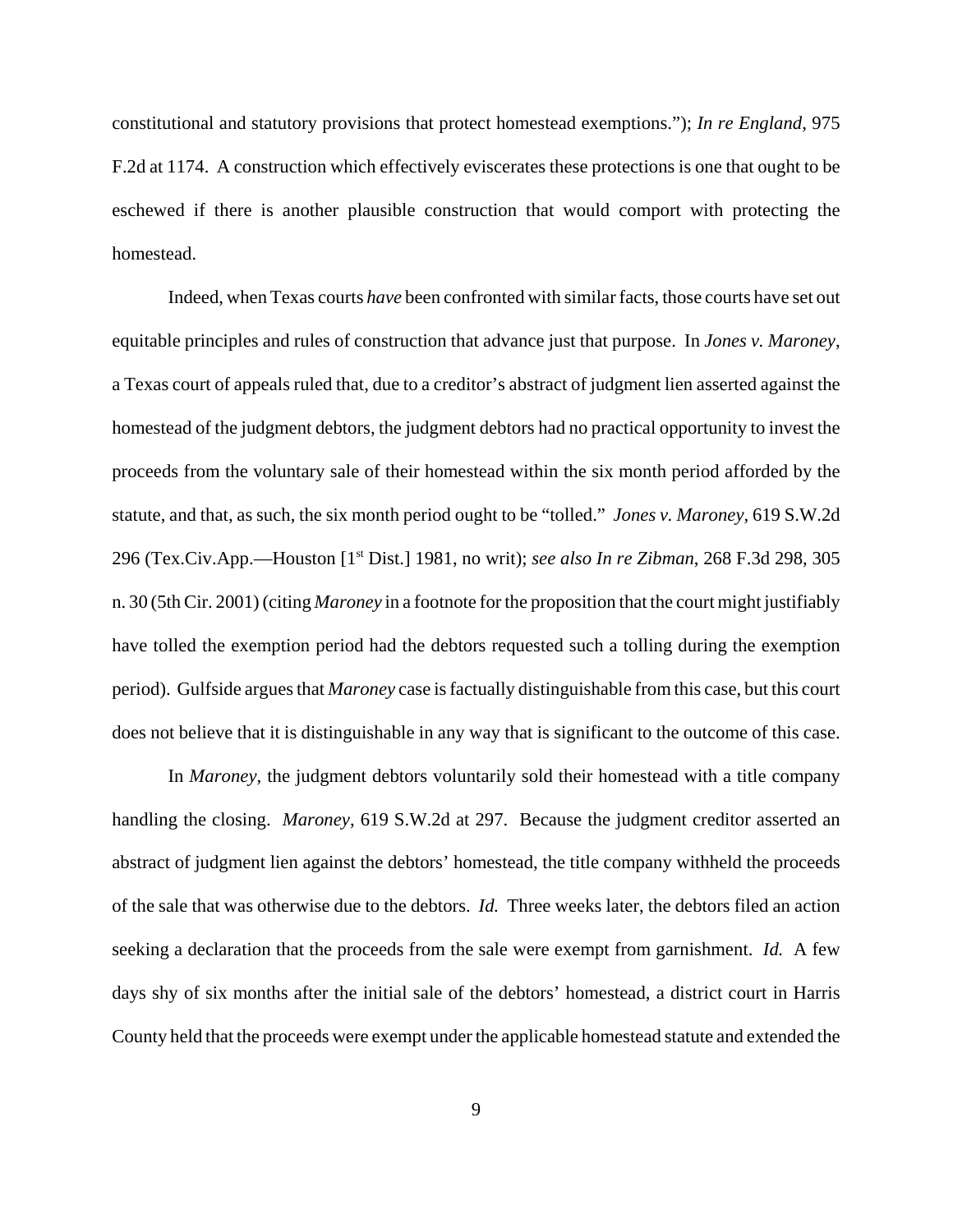constitutional and statutory provisions that protect homestead exemptions."); *In re England*, 975 F.2d at 1174. A construction which effectively eviscerates these protections is one that ought to be eschewed if there is another plausible construction that would comport with protecting the homestead.

Indeed, when Texas courts *have* been confronted with similar facts, those courts have set out equitable principles and rules of construction that advance just that purpose. In *Jones v. Maroney*, a Texas court of appeals ruled that, due to a creditor's abstract of judgment lien asserted against the homestead of the judgment debtors, the judgment debtors had no practical opportunity to invest the proceeds from the voluntary sale of their homestead within the six month period afforded by the statute, and that, as such, the six month period ought to be "tolled." *Jones v. Maroney*, 619 S.W.2d 296 (Tex.Civ.App.—Houston [1st Dist.] 1981, no writ); *see also In re Zibman*, 268 F.3d 298, 305 n. 30 (5th Cir. 2001) (citing *Maroney* in a footnote for the proposition that the court might justifiably have tolled the exemption period had the debtors requested such a tolling during the exemption period). Gulfside argues that *Maroney* case is factually distinguishable from this case, but this court does not believe that it is distinguishable in any way that is significant to the outcome of this case.

In *Maroney*, the judgment debtors voluntarily sold their homestead with a title company handling the closing. *Maroney*, 619 S.W.2d at 297. Because the judgment creditor asserted an abstract of judgment lien against the debtors' homestead, the title company withheld the proceeds of the sale that was otherwise due to the debtors. *Id.* Three weeks later, the debtors filed an action seeking a declaration that the proceeds from the sale were exempt from garnishment. *Id.* A few days shy of six months after the initial sale of the debtors' homestead, a district court in Harris County held that the proceeds were exempt under the applicable homestead statute and extended the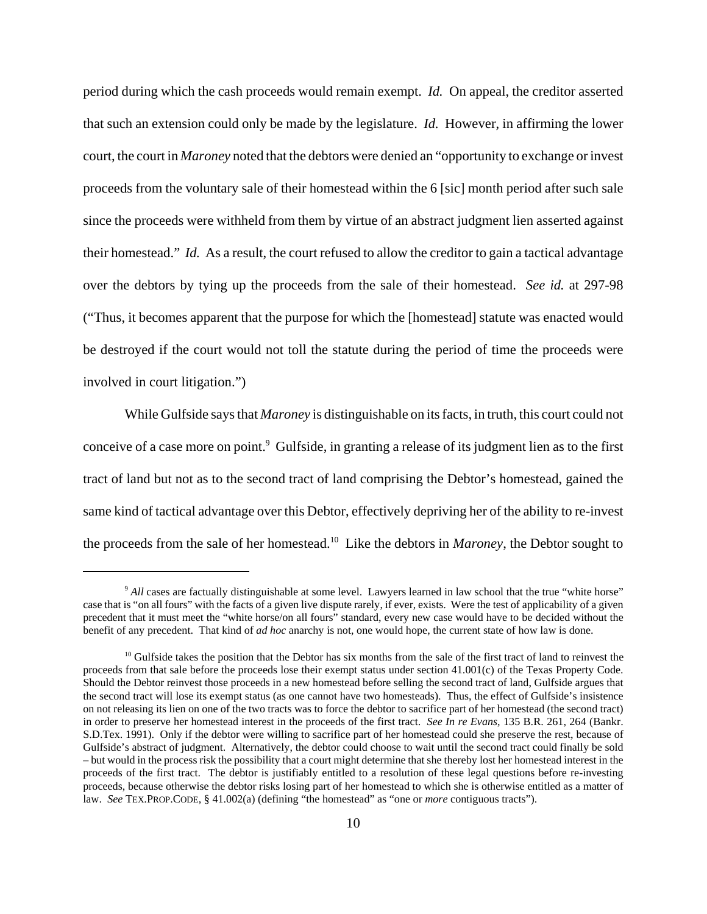period during which the cash proceeds would remain exempt. *Id.* On appeal, the creditor asserted that such an extension could only be made by the legislature. *Id.* However, in affirming the lower court, the court in *Maroney* noted that the debtors were denied an "opportunity to exchange or invest proceeds from the voluntary sale of their homestead within the 6 [sic] month period after such sale since the proceeds were withheld from them by virtue of an abstract judgment lien asserted against their homestead." *Id.* As a result, the court refused to allow the creditor to gain a tactical advantage over the debtors by tying up the proceeds from the sale of their homestead. *See id.* at 297-98 ("Thus, it becomes apparent that the purpose for which the [homestead] statute was enacted would be destroyed if the court would not toll the statute during the period of time the proceeds were involved in court litigation.")

While Gulfside says that *Maroney* is distinguishable on its facts, in truth, this court could not conceive of a case more on point.[9] Gulfside, in granting a release of its judgment lien as to the first tract of land but not as to the second tract of land comprising the Debtor's homestead, gained the same kind of tactical advantage over this Debtor, effectively depriving her of the ability to re-invest the proceeds from the sale of her homestead.[10] Like the debtors in *Maroney*, the Debtor sought to

[9] *All* cases are factually distinguishable at some level. Lawyers learned in law school that the true "white horse" case that is "on all fours" with the facts of a given live dispute rarely, if ever, exists. Were the test of applicability of a given precedent that it must meet the "white horse/on all fours" standard, every new case would have to be decided without the benefit of any precedent. That kind of *ad hoc* anarchy is not, one would hope, the current state of how law is done.

[10] Gulfside takes the position that the Debtor has six months from the sale of the first tract of land to reinvest the proceeds from that sale before the proceeds lose their exempt status under section 41.001(c) of the Texas Property Code. Should the Debtor reinvest those proceeds in a new homestead before selling the second tract of land, Gulfside argues that the second tract will lose its exempt status (as one cannot have two homesteads). Thus, the effect of Gulfside's insistence on not releasing its lien on one of the two tracts was to force the debtor to sacrifice part of her homestead (the second tract) in order to preserve her homestead interest in the proceeds of the first tract. *See In re Evans*, 135 B.R. 261, 264 (Bankr. S.D.Tex. 1991). Only if the debtor were willing to sacrifice part of her homestead could she preserve the rest, because of Gulfside's abstract of judgment. Alternatively, the debtor could choose to wait until the second tract could finally be sold – but would in the process risk the possibility that a court might determine that she thereby lost her homestead interest in the proceeds of the first tract. The debtor is justifiably entitled to a resolution of these legal questions before re-investing proceeds, because otherwise the debtor risks losing part of her homestead to which she is otherwise entitled as a matter of law. *See* TEX.PROP.CODE, § 41.002(a) (defining "the homestead" as "one or *more* contiguous tracts").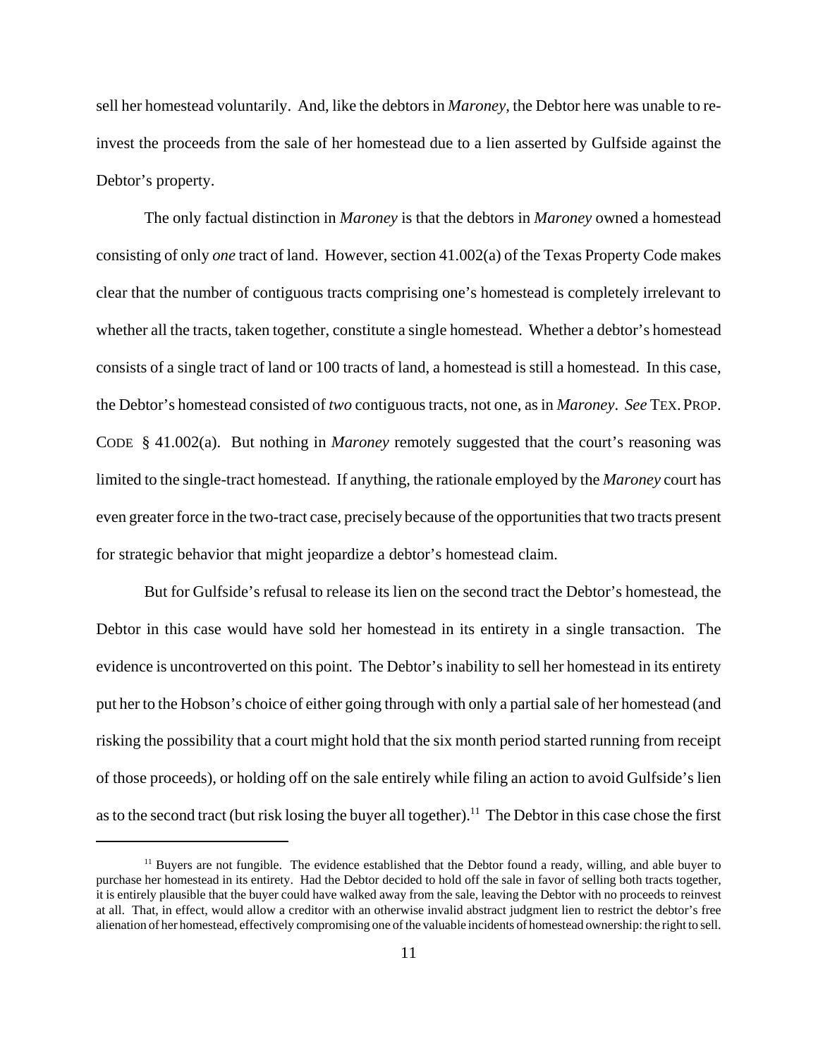sell her homestead voluntarily. And, like the debtors in *Maroney*, the Debtor here was unable to re-invest the proceeds from the sale of her homestead due to a lien asserted by Gulfside against the Debtor's property.

The only factual distinction in *Maroney* is that the debtors in *Maroney* owned a homestead consisting of only *one* tract of land. However, section 41.002(a) of the Texas Property Code makes clear that the number of contiguous tracts comprising one's homestead is completely irrelevant to whether all the tracts, taken together, constitute a single homestead. Whether a debtor's homestead consists of a single tract of land or 100 tracts of land, a homestead is still a homestead. In this case, the Debtor's homestead consisted of *two* contiguous tracts, not one, as in *Maroney*. *See* TEX. PROP. CODE § 41.002(a). But nothing in *Maroney* remotely suggested that the court's reasoning was limited to the single-tract homestead. If anything, the rationale employed by the *Maroney* court has even greater force in the two-tract case, precisely because of the opportunities that two tracts present for strategic behavior that might jeopardize a debtor's homestead claim.

But for Gulfside's refusal to release its lien on the second tract the Debtor's homestead, the Debtor in this case would have sold her homestead in its entirety in a single transaction. The evidence is uncontroverted on this point. The Debtor's inability to sell her homestead in its entirety put her to the Hobson's choice of either going through with only a partial sale of her homestead (and risking the possibility that a court might hold that the six month period started running from receipt of those proceeds), or holding off on the sale entirely while filing an action to avoid Gulfside's lien as to the second tract (but risk losing the buyer all together).[11] The Debtor in this case chose the first

[11] Buyers are not fungible. The evidence established that the Debtor found a ready, willing, and able buyer to purchase her homestead in its entirety. Had the Debtor decided to hold off the sale in favor of selling both tracts together, it is entirely plausible that the buyer could have walked away from the sale, leaving the Debtor with no proceeds to reinvest at all. That, in effect, would allow a creditor with an otherwise invalid abstract judgment lien to restrict the debtor's free alienation of her homestead, effectively compromising one of the valuable incidents of homestead ownership: the right to sell.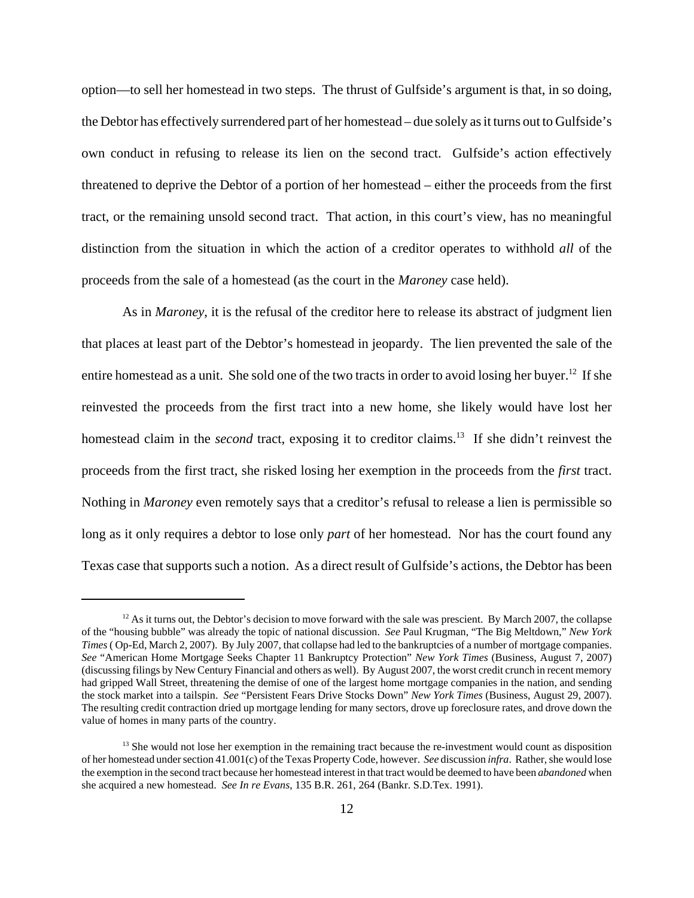option—to sell her homestead in two steps. The thrust of Gulfside's argument is that, in so doing, the Debtor has effectively surrendered part of her homestead – due solely as it turns out to Gulfside's own conduct in refusing to release its lien on the second tract. Gulfside's action effectively threatened to deprive the Debtor of a portion of her homestead – either the proceeds from the first tract, or the remaining unsold second tract. That action, in this court's view, has no meaningful distinction from the situation in which the action of a creditor operates to withhold *all* of the proceeds from the sale of a homestead (as the court in the *Maroney* case held).

As in *Maroney*, it is the refusal of the creditor here to release its abstract of judgment lien that places at least part of the Debtor's homestead in jeopardy. The lien prevented the sale of the entire homestead as a unit. She sold one of the two tracts in order to avoid losing her buyer.[12] If she reinvested the proceeds from the first tract into a new home, she likely would have lost her homestead claim in the *second* tract, exposing it to creditor claims.[13] If she didn't reinvest the proceeds from the first tract, she risked losing her exemption in the proceeds from the *first* tract. Nothing in *Maroney* even remotely says that a creditor's refusal to release a lien is permissible so long as it only requires a debtor to lose only *part* of her homestead. Nor has the court found any Texas case that supports such a notion. As a direct result of Gulfside's actions, the Debtor has been

---

[12] As it turns out, the Debtor's decision to move forward with the sale was prescient. By March 2007, the collapse of the "housing bubble" was already the topic of national discussion. *See* Paul Krugman, "The Big Meltdown," *New York Times* ( Op-Ed, March 2, 2007). By July 2007, that collapse had led to the bankruptcies of a number of mortgage companies. *See* "American Home Mortgage Seeks Chapter 11 Bankruptcy Protection" *New York Times* (Business, August 7, 2007) (discussing filings by New Century Financial and others as well). By August 2007, the worst credit crunch in recent memory had gripped Wall Street, threatening the demise of one of the largest home mortgage companies in the nation, and sending the stock market into a tailspin. *See* "Persistent Fears Drive Stocks Down" *New York Times* (Business, August 29, 2007). The resulting credit contraction dried up mortgage lending for many sectors, drove up foreclosure rates, and drove down the value of homes in many parts of the country.

[13] She would not lose her exemption in the remaining tract because the re-investment would count as disposition of her homestead under section 41.001(c) of the Texas Property Code, however. *See* discussion *infra*. Rather, she would lose the exemption in the second tract because her homestead interest in that tract would be deemed to have been *abandoned* when she acquired a new homestead. *See In re Evans*, 135 B.R. 261, 264 (Bankr. S.D.Tex. 1991).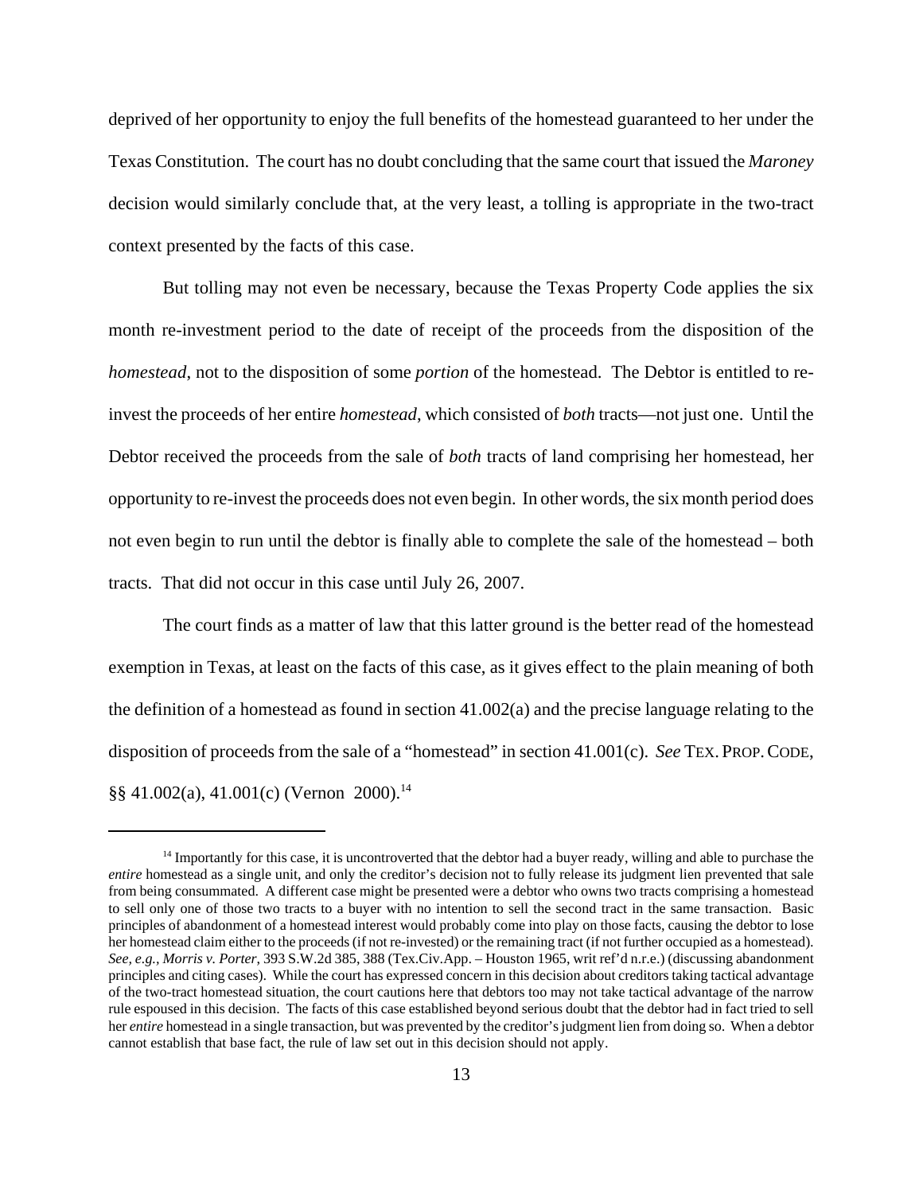deprived of her opportunity to enjoy the full benefits of the homestead guaranteed to her under the Texas Constitution. The court has no doubt concluding that the same court that issued the *Maroney* decision would similarly conclude that, at the very least, a tolling is appropriate in the two-tract context presented by the facts of this case.

But tolling may not even be necessary, because the Texas Property Code applies the six month re-investment period to the date of receipt of the proceeds from the disposition of the *homestead*, not to the disposition of some *portion* of the homestead. The Debtor is entitled to re-invest the proceeds of her entire *homestead*, which consisted of *both* tracts—not just one. Until the Debtor received the proceeds from the sale of *both* tracts of land comprising her homestead, her opportunity to re-invest the proceeds does not even begin. In other words, the six month period does not even begin to run until the debtor is finally able to complete the sale of the homestead – both tracts. That did not occur in this case until July 26, 2007.

The court finds as a matter of law that this latter ground is the better read of the homestead exemption in Texas, at least on the facts of this case, as it gives effect to the plain meaning of both the definition of a homestead as found in section 41.002(a) and the precise language relating to the disposition of proceeds from the sale of a "homestead" in section 41.001(c). *See* TEX. PROP. CODE, §§ 41.002(a), 41.001(c) (Vernon 2000).[14]

---

[14] Importantly for this case, it is uncontroverted that the debtor had a buyer ready, willing and able to purchase the *entire* homestead as a single unit, and only the creditor's decision not to fully release its judgment lien prevented that sale from being consummated. A different case might be presented were a debtor who owns two tracts comprising a homestead to sell only one of those two tracts to a buyer with no intention to sell the second tract in the same transaction. Basic principles of abandonment of a homestead interest would probably come into play on those facts, causing the debtor to lose her homestead claim either to the proceeds (if not re-invested) or the remaining tract (if not further occupied as a homestead). *See, e.g., Morris v. Porter*, 393 S.W.2d 385, 388 (Tex.Civ.App. – Houston 1965, writ ref'd n.r.e.) (discussing abandonment principles and citing cases). While the court has expressed concern in this decision about creditors taking tactical advantage of the two-tract homestead situation, the court cautions here that debtors too may not take tactical advantage of the narrow rule espoused in this decision. The facts of this case established beyond serious doubt that the debtor had in fact tried to sell her *entire* homestead in a single transaction, but was prevented by the creditor's judgment lien from doing so. When a debtor cannot establish that base fact, the rule of law set out in this decision should not apply.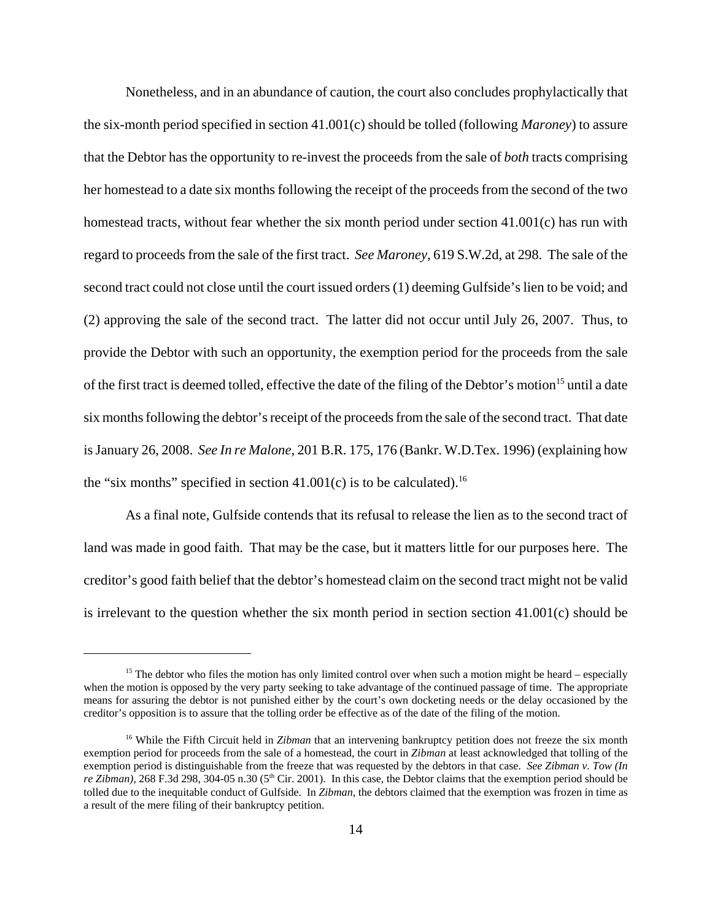Nonetheless, and in an abundance of caution, the court also concludes prophylactically that the six-month period specified in section 41.001(c) should be tolled (following *Maroney*) to assure that the Debtor has the opportunity to re-invest the proceeds from the sale of *both* tracts comprising her homestead to a date six months following the receipt of the proceeds from the second of the two homestead tracts, without fear whether the six month period under section 41.001(c) has run with regard to proceeds from the sale of the first tract. *See Maroney*, 619 S.W.2d, at 298. The sale of the second tract could not close until the court issued orders (1) deeming Gulfside's lien to be void; and (2) approving the sale of the second tract. The latter did not occur until July 26, 2007. Thus, to provide the Debtor with such an opportunity, the exemption period for the proceeds from the sale of the first tract is deemed tolled, effective the date of the filing of the Debtor's motion[15] until a date six months following the debtor's receipt of the proceeds from the sale of the second tract. That date is January 26, 2008. *See In re Malone*, 201 B.R. 175, 176 (Bankr. W.D.Tex. 1996) (explaining how the "six months" specified in section 41.001(c) is to be calculated).[16]

As a final note, Gulfside contends that its refusal to release the lien as to the second tract of land was made in good faith. That may be the case, but it matters little for our purposes here. The creditor's good faith belief that the debtor's homestead claim on the second tract might not be valid is irrelevant to the question whether the six month period in section section 41.001(c) should be

---

[15] The debtor who files the motion has only limited control over when such a motion might be heard – especially when the motion is opposed by the very party seeking to take advantage of the continued passage of time. The appropriate means for assuring the debtor is not punished either by the court's own docketing needs or the delay occasioned by the creditor's opposition is to assure that the tolling order be effective as of the date of the filing of the motion.

[16] While the Fifth Circuit held in *Zibman* that an intervening bankruptcy petition does not freeze the six month exemption period for proceeds from the sale of a homestead, the court in *Zibman* at least acknowledged that tolling of the exemption period is distinguishable from the freeze that was requested by the debtors in that case. *See Zibman v. Tow (In re Zibman)*, 268 F.3d 298, 304-05 n.30 (5th Cir. 2001). In this case, the Debtor claims that the exemption period should be tolled due to the inequitable conduct of Gulfside. In *Zibman*, the debtors claimed that the exemption was frozen in time as a result of the mere filing of their bankruptcy petition.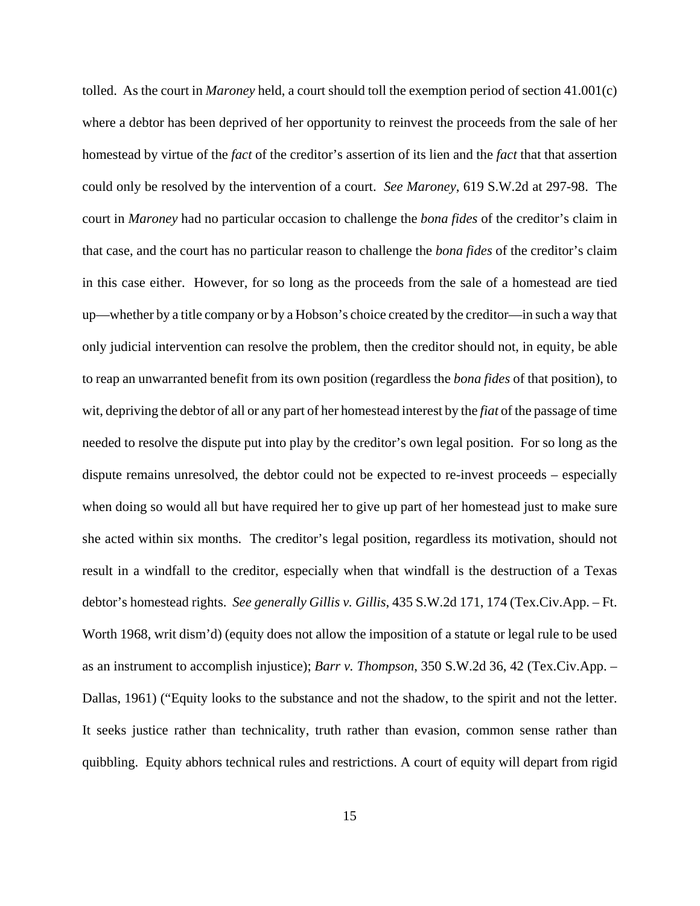tolled. As the court in *Maroney* held, a court should toll the exemption period of section 41.001(c) where a debtor has been deprived of her opportunity to reinvest the proceeds from the sale of her homestead by virtue of the *fact* of the creditor's assertion of its lien and the *fact* that that assertion could only be resolved by the intervention of a court. *See Maroney*, 619 S.W.2d at 297-98. The court in *Maroney* had no particular occasion to challenge the *bona fides* of the creditor's claim in that case, and the court has no particular reason to challenge the *bona fides* of the creditor's claim in this case either. However, for so long as the proceeds from the sale of a homestead are tied up—whether by a title company or by a Hobson's choice created by the creditor—in such a way that only judicial intervention can resolve the problem, then the creditor should not, in equity, be able to reap an unwarranted benefit from its own position (regardless the *bona fides* of that position), to wit, depriving the debtor of all or any part of her homestead interest by the *fiat* of the passage of time needed to resolve the dispute put into play by the creditor's own legal position. For so long as the dispute remains unresolved, the debtor could not be expected to re-invest proceeds – especially when doing so would all but have required her to give up part of her homestead just to make sure she acted within six months. The creditor's legal position, regardless its motivation, should not result in a windfall to the creditor, especially when that windfall is the destruction of a Texas debtor's homestead rights. *See generally Gillis v. Gillis*, 435 S.W.2d 171, 174 (Tex.Civ.App. – Ft. Worth 1968, writ dism'd) (equity does not allow the imposition of a statute or legal rule to be used as an instrument to accomplish injustice); *Barr v. Thompson*, 350 S.W.2d 36, 42 (Tex.Civ.App. – Dallas, 1961) ("Equity looks to the substance and not the shadow, to the spirit and not the letter. It seeks justice rather than technicality, truth rather than evasion, common sense rather than quibbling. Equity abhors technical rules and restrictions. A court of equity will depart from rigid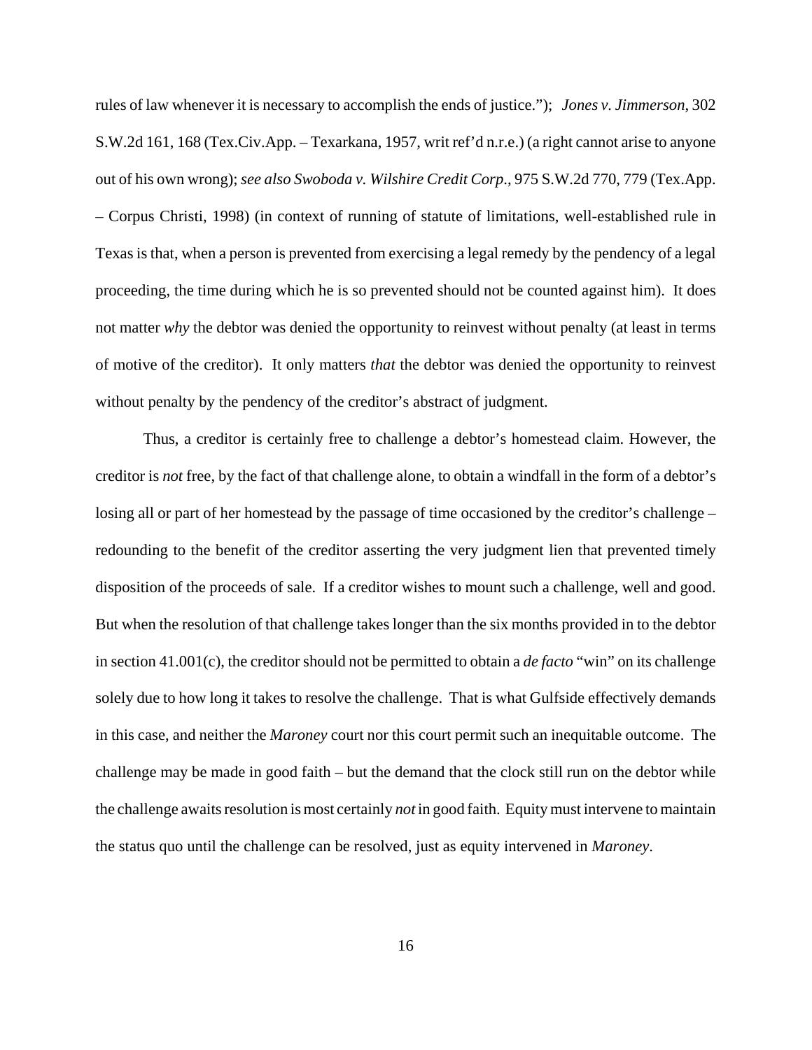rules of law whenever it is necessary to accomplish the ends of justice."); *Jones v. Jimmerson*, 302 S.W.2d 161, 168 (Tex.Civ.App. – Texarkana, 1957, writ ref'd n.r.e.) (a right cannot arise to anyone out of his own wrong); *see also Swoboda v. Wilshire Credit Corp*., 975 S.W.2d 770, 779 (Tex.App. – Corpus Christi, 1998) (in context of running of statute of limitations, well-established rule in Texas is that, when a person is prevented from exercising a legal remedy by the pendency of a legal proceeding, the time during which he is so prevented should not be counted against him). It does not matter *why* the debtor was denied the opportunity to reinvest without penalty (at least in terms of motive of the creditor). It only matters *that* the debtor was denied the opportunity to reinvest without penalty by the pendency of the creditor's abstract of judgment.

Thus, a creditor is certainly free to challenge a debtor's homestead claim. However, the creditor is *not* free, by the fact of that challenge alone, to obtain a windfall in the form of a debtor's losing all or part of her homestead by the passage of time occasioned by the creditor's challenge – redounding to the benefit of the creditor asserting the very judgment lien that prevented timely disposition of the proceeds of sale. If a creditor wishes to mount such a challenge, well and good. But when the resolution of that challenge takes longer than the six months provided in to the debtor in section 41.001(c), the creditor should not be permitted to obtain a *de facto* "win" on its challenge solely due to how long it takes to resolve the challenge. That is what Gulfside effectively demands in this case, and neither the *Maroney* court nor this court permit such an inequitable outcome. The challenge may be made in good faith – but the demand that the clock still run on the debtor while the challenge awaits resolution is most certainly *not* in good faith. Equity must intervene to maintain the status quo until the challenge can be resolved, just as equity intervened in *Maroney*.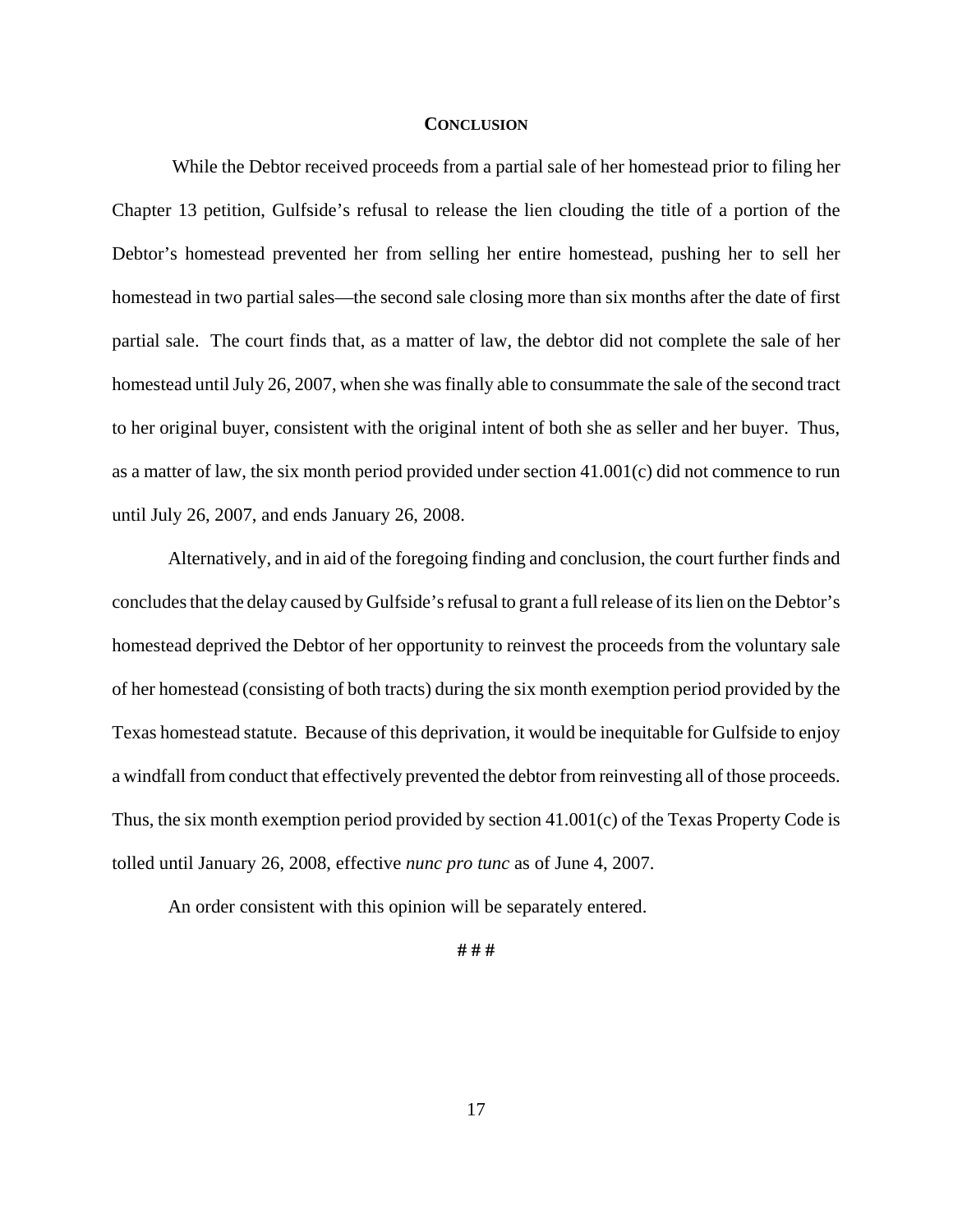## CONCLUSION

While the Debtor received proceeds from a partial sale of her homestead prior to filing her Chapter 13 petition, Gulfside's refusal to release the lien clouding the title of a portion of the Debtor's homestead prevented her from selling her entire homestead, pushing her to sell her homestead in two partial sales—the second sale closing more than six months after the date of first partial sale. The court finds that, as a matter of law, the debtor did not complete the sale of her homestead until July 26, 2007, when she was finally able to consummate the sale of the second tract to her original buyer, consistent with the original intent of both she as seller and her buyer. Thus, as a matter of law, the six month period provided under section 41.001(c) did not commence to run until July 26, 2007, and ends January 26, 2008.

Alternatively, and in aid of the foregoing finding and conclusion, the court further finds and concludes that the delay caused by Gulfside's refusal to grant a full release of its lien on the Debtor's homestead deprived the Debtor of her opportunity to reinvest the proceeds from the voluntary sale of her homestead (consisting of both tracts) during the six month exemption period provided by the Texas homestead statute. Because of this deprivation, it would be inequitable for Gulfside to enjoy a windfall from conduct that effectively prevented the debtor from reinvesting all of those proceeds. Thus, the six month exemption period provided by section 41.001(c) of the Texas Property Code is tolled until January 26, 2008, effective *nunc pro tunc* as of June 4, 2007.

An order consistent with this opinion will be separately entered.

**# # #**